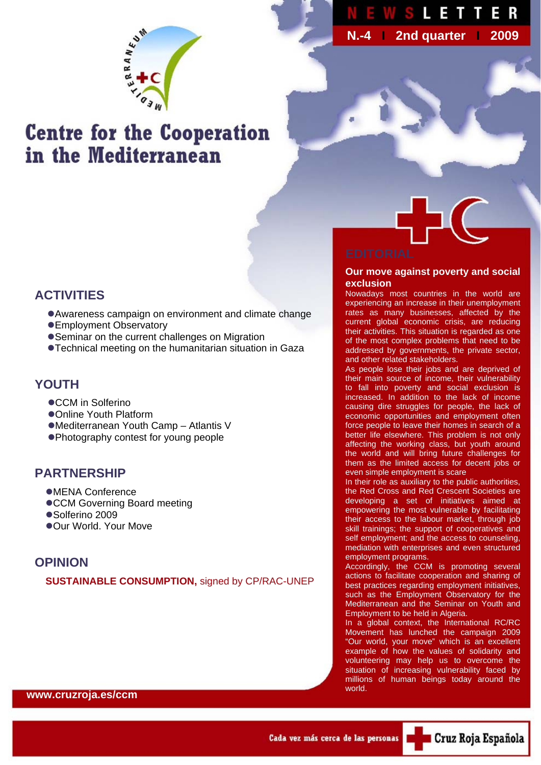# NEWSLETTER

**N.-4 | 2nd quarter | 2009**

# Centre for the Cooperation in the Mediterranean

## ACTIVITIES

- Awareness campaign on environment and climate change
- Employment Observatory
- Seminar on the current challenges on Migration
- Technical meeting on the humanitarian situation in Gaza

## YOUTH

- CCM in Solferino
- Online Youth Platform
- Mediterranean Youth Camp – Atlantis V
- Photography contest for young people

## PARTNERSHIP

- MENA Conference
- CCM Governing Board meeting
- Solferino 2009
- Our World. Your Move

## OPINION

**SUSTAINABLE CONSUMPTION,** signed by CP/RAC-UNEP

www.cruzroja.es/ccm

## EDITORIAL

### Our move against poverty and social exclusion

Nowadays most countries in the world are experiencing an increase in their unemployment rates as many businesses, affected by the current global economic crisis, are reducing their activities. This situation is regarded as one of the most complex problems that need to be addressed by governments, the private sector, and other related stakeholders.

As people lose their jobs and are deprived of their main source of income, their vulnerability to fall into poverty and social exclusion is increased. In addition to the lack of income causing dire struggles for people, the lack of economic opportunities and employment often force people to leave their homes in search of a better life elsewhere. This problem is not only affecting the working class, but youth around the world and will bring future challenges for them as the limited access for decent jobs or even simple employment is scare

In their role as auxiliary to the public authorities, the Red Cross and Red Crescent Societies are developing a set of initiatives aimed at empowering the most vulnerable by facilitating their access to the labour market, through job skill trainings; the support of cooperatives and self employment; and the access to counseling, mediation with enterprises and even structured employment programs.

Accordingly, the CCM is promoting several actions to facilitate cooperation and sharing of best practices regarding employment initiatives, such as the Employment Observatory for the Mediterranean and the Seminar on Youth and Employment to be held in Algeria.

In a global context, the International RC/RC Movement has lunched the campaign 2009 "Our world, your move" which is an excellent example of how the values of solidarity and volunteering may help us to overcome the situation of increasing vulnerability faced by millions of human beings today around the world.

Cada vez más cerca de las personas — Cruz Roja Española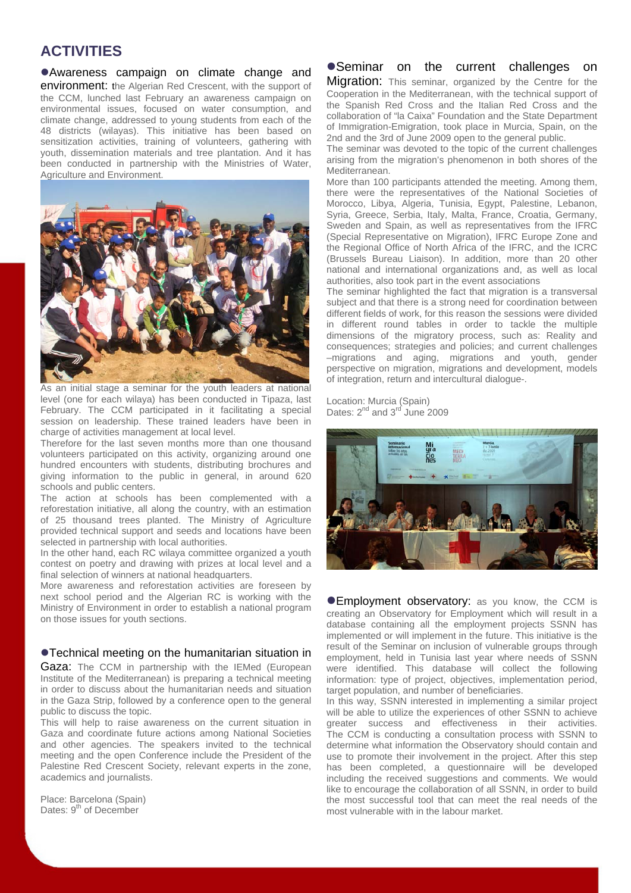## ACTIVITIES

**●Awareness campaign on climate change and environment:** the Algerian Red Crescent, with the support of the CCM, lunched last February an awareness campaign on environmental issues, focused on water consumption, and climate change, addressed to young students from each of the 48 districts (wilayas). This initiative has been based on sensitization activities, training of volunteers, gathering with youth, dissemination materials and tree plantation. And it has been conducted in partnership with the Ministries of Water, Agriculture and Environment.

As an initial stage a seminar for the youth leaders at national level (one for each wilaya) has been conducted in Tipaza, last February. The CCM participated in it facilitating a special session on leadership. These trained leaders have been in charge of activities management at local level.

Therefore for the last seven months more than one thousand volunteers participated on this activity, organizing around one hundred encounters with students, distributing brochures and giving information to the public in general, in around 620 schools and public centers.

The action at schools has been complemented with a reforestation initiative, all along the country, with an estimation of 25 thousand trees planted. The Ministry of Agriculture provided technical support and seeds and locations have been selected in partnership with local authorities.

In the other hand, each RC wilaya committee organized a youth contest on poetry and drawing with prizes at local level and a final selection of winners at national headquarters.

More awareness and reforestation activities are foreseen by next school period and the Algerian RC is working with the Ministry of Environment in order to establish a national program on those issues for youth sections.

**●Technical meeting on the humanitarian situation in Gaza:** The CCM in partnership with the IEMed (European Institute of the Mediterranean) is preparing a technical meeting in order to discuss about the humanitarian needs and situation in the Gaza Strip, followed by a conference open to the general public to discuss the topic.

This will help to raise awareness on the current situation in Gaza and coordinate future actions among National Societies and other agencies. The speakers invited to the technical meeting and the open Conference include the President of the Palestine Red Crescent Society, relevant experts in the zone, academics and journalists.

Place: Barcelona (Spain)
Dates: 9th of December

**●Seminar on the current challenges on Migration:** This seminar, organized by the Centre for the Cooperation in the Mediterranean, with the technical support of the Spanish Red Cross and the Italian Red Cross and the collaboration of "la Caixa" Foundation and the State Department of Immigration-Emigration, took place in Murcia, Spain, on the 2nd and the 3rd of June 2009 open to the general public.

The seminar was devoted to the topic of the current challenges arising from the migration's phenomenon in both shores of the Mediterranean.

More than 100 participants attended the meeting. Among them, there were the representatives of the National Societies of Morocco, Libya, Algeria, Tunisia, Egypt, Palestine, Lebanon, Syria, Greece, Serbia, Italy, Malta, France, Croatia, Germany, Sweden and Spain, as well as representatives from the IFRC (Special Representative on Migration), IFRC Europe Zone and the Regional Office of North Africa of the IFRC, and the ICRC (Brussels Bureau Liaison). In addition, more than 20 other national and international organizations and, as well as local authorities, also took part in the event associations

The seminar highlighted the fact that migration is a transversal subject and that there is a strong need for coordination between different fields of work, for this reason the sessions were divided in different round tables in order to tackle the multiple dimensions of the migratory process, such as: Reality and consequences; strategies and policies; and current challenges –migrations and aging, migrations and youth, gender perspective on migration, migrations and development, models of integration, return and intercultural dialogue-.

Location: Murcia (Spain)
Dates: 2nd and 3rd June 2009

**●Employment observatory:** as you know, the CCM is creating an Observatory for Employment which will result in a database containing all the employment projects SSNN has implemented or will implement in the future. This initiative is the result of the Seminar on inclusion of vulnerable groups through employment, held in Tunisia last year where needs of SSNN were identified. This database will collect the following information: type of project, objectives, implementation period, target population, and number of beneficiaries.

In this way, SSNN interested in implementing a similar project will be able to utilize the experiences of other SSNN to achieve greater success and effectiveness in their activities. The CCM is conducting a consultation process with SSNN to determine what information the Observatory should contain and use to promote their involvement in the project. After this step has been completed, a questionnaire will be developed including the received suggestions and comments. We would like to encourage the collaboration of all SSNN, in order to build the most successful tool that can meet the real needs of the most vulnerable with in the labour market.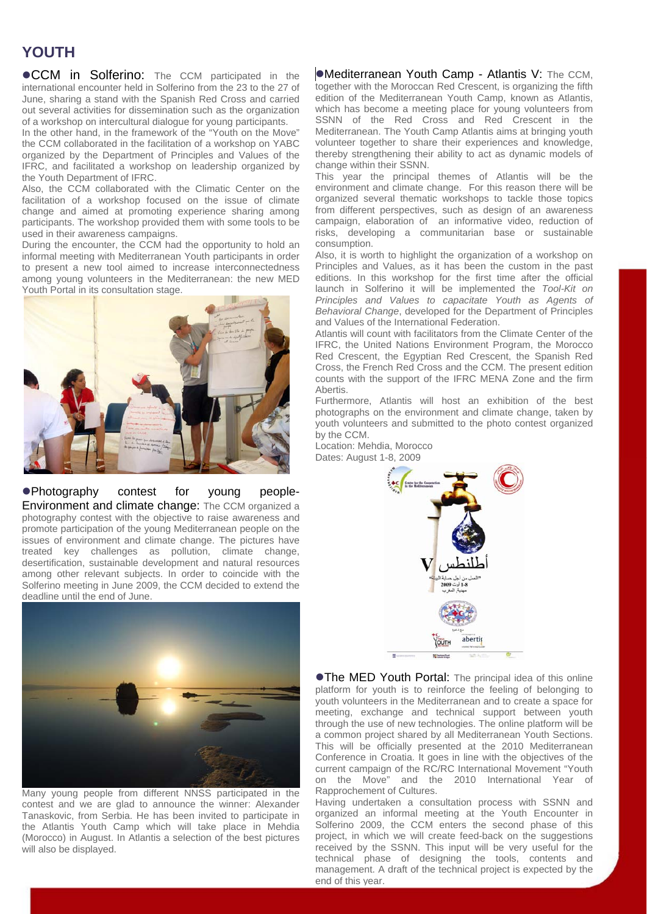# YOUTH

**CCM in Solferino:** The CCM participated in the international encounter held in Solferino from the 23 to the 27 of June, sharing a stand with the Spanish Red Cross and carried out several activities for dissemination such as the organization of a workshop on intercultural dialogue for young participants.

In the other hand, in the framework of the "Youth on the Move" the CCM collaborated in the facilitation of a workshop on YABC organized by the Department of Principles and Values of the IFRC, and facilitated a workshop on leadership organized by the Youth Department of IFRC.

Also, the CCM collaborated with the Climatic Center on the facilitation of a workshop focused on the issue of climate change and aimed at promoting experience sharing among participants. The workshop provided them with some tools to be used in their awareness campaigns.

During the encounter, the CCM had the opportunity to hold an informal meeting with Mediterranean Youth participants in order to present a new tool aimed to increase interconnectedness among young volunteers in the Mediterranean: the new MED Youth Portal in its consultation stage.

**Photography contest for young people- Environment and climate change:** The CCM organized a photography contest with the objective to raise awareness and promote participation of the young Mediterranean people on the issues of environment and climate change. The pictures have treated key challenges as pollution, climate change, desertification, sustainable development and natural resources among other relevant subjects. In order to coincide with the Solferino meeting in June 2009, the CCM decided to extend the deadline until the end of June.

Many young people from different NNSS participated in the contest and we are glad to announce the winner: Alexander Tanaskovic, from Serbia. He has been invited to participate in the Atlantis Youth Camp which will take place in Mehdia (Morocco) in August. In Atlantis a selection of the best pictures will also be displayed.

**Mediterranean Youth Camp - Atlantis V:** The CCM, together with the Moroccan Red Crescent, is organizing the fifth edition of the Mediterranean Youth Camp, known as Atlantis, which has become a meeting place for young volunteers from SSNN of the Red Cross and Red Crescent in the Mediterranean. The Youth Camp Atlantis aims at bringing youth volunteer together to share their experiences and knowledge, thereby strengthening their ability to act as dynamic models of change within their SSNN.

This year the principal themes of Atlantis will be the environment and climate change. For this reason there will be organized several thematic workshops to tackle those topics from different perspectives, such as design of an awareness campaign, elaboration of an informative video, reduction of risks, developing a communitarian base or sustainable consumption.

Also, it is worth to highlight the organization of a workshop on Principles and Values, as it has been the custom in the past editions. In this workshop for the first time after the official launch in Solferino it will be implemented the *Tool-Kit on Principles and Values to capacitate Youth as Agents of Behavioral Change*, developed for the Department of Principles and Values of the International Federation.

Atlantis will count with facilitators from the Climate Center of the IFRC, the United Nations Environment Program, the Morocco Red Crescent, the Egyptian Red Crescent, the Spanish Red Cross, the French Red Cross and the CCM. The present edition counts with the support of the IFRC MENA Zone and the firm Abertis.

Furthermore, Atlantis will host an exhibition of the best photographs on the environment and climate change, taken by youth volunteers and submitted to the photo contest organized by the CCM.

Location: Mehdia, Morocco
Dates: August 1-8, 2009

**The MED Youth Portal:** The principal idea of this online platform for youth is to reinforce the feeling of belonging to youth volunteers in the Mediterranean and to create a space for meeting, exchange and technical support between youth through the use of new technologies. The online platform will be a common project shared by all Mediterranean Youth Sections. This will be officially presented at the 2010 Mediterranean Conference in Croatia. It goes in line with the objectives of the current campaign of the RC/RC International Movement "Youth on the Move" and the 2010 International Year of Rapprochement of Cultures.

Having undertaken a consultation process with SSNN and organized an informal meeting at the Youth Encounter in Solferino 2009, the CCM enters the second phase of this project, in which we will create feed-back on the suggestions received by the SSNN. This input will be very useful for the technical phase of designing the tools, contents and management. A draft of the technical project is expected by the end of this year.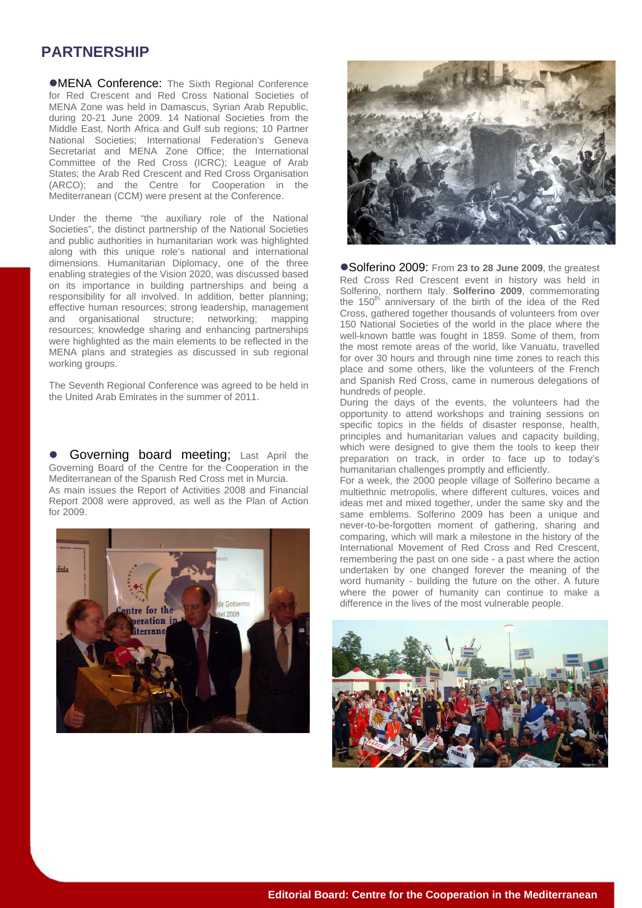# PARTNERSHIP

● **MENA Conference:** The Sixth Regional Conference for Red Crescent and Red Cross National Societies of MENA Zone was held in Damascus, Syrian Arab Republic, during 20-21 June 2009. 14 National Societies from the Middle East, North Africa and Gulf sub regions; 10 Partner National Societies; International Federation's Geneva Secretariat and MENA Zone Office; the International Committee of the Red Cross (ICRC); League of Arab States; the Arab Red Crescent and Red Cross Organisation (ARCO); and the Centre for Cooperation in the Mediterranean (CCM) were present at the Conference.

Under the theme "the auxiliary role of the National Societies", the distinct partnership of the National Societies and public authorities in humanitarian work was highlighted along with this unique role's national and international dimensions. Humanitarian Diplomacy, one of the three enabling strategies of the Vision 2020, was discussed based on its importance in building partnerships and being a responsibility for all involved. In addition, better planning; effective human resources; strong leadership, management and organisational structure; networking; mapping resources; knowledge sharing and enhancing partnerships were highlighted as the main elements to be reflected in the MENA plans and strategies as discussed in sub regional working groups.

The Seventh Regional Conference was agreed to be held in the United Arab Emirates in the summer of 2011.

● **Governing board meeting;** Last April the Governing Board of the Centre for the Cooperation in the Mediterranean of the Spanish Red Cross met in Murcia.
As main issues the Report of Activities 2008 and Financial Report 2008 were approved, as well as the Plan of Action for 2009.

● **Solferino 2009:** From **23 to 28 June 2009**, the greatest Red Cross Red Crescent event in history was held in Solferino, northern Italy. **Solferino 2009**, commemorating the 150th anniversary of the birth of the idea of the Red Cross, gathered together thousands of volunteers from over 150 National Societies of the world in the place where the well-known battle was fought in 1859. Some of them, from the most remote areas of the world, like Vanuatu, travelled for over 30 hours and through nine time zones to reach this place and some others, like the volunteers of the French and Spanish Red Cross, came in numerous delegations of hundreds of people.
During the days of the events, the volunteers had the opportunity to attend workshops and training sessions on specific topics in the fields of disaster response, health, principles and humanitarian values and capacity building, which were designed to give them the tools to keep their preparation on track, in order to face up to today's humanitarian challenges promptly and efficiently.
For a week, the 2000 people village of Solferino became a multiethnic metropolis, where different cultures, voices and ideas met and mixed together, under the same sky and the same emblems. Solferino 2009 has been a unique and never-to-be-forgotten moment of gathering, sharing and comparing, which will mark a milestone in the history of the International Movement of Red Cross and Red Crescent, remembering the past on one side - a past where the action undertaken by one changed forever the meaning of the word humanity - building the future on the other. A future where the power of humanity can continue to make a difference in the lives of the most vulnerable people.

**Editorial Board: Centre for the Cooperation in the Mediterranean**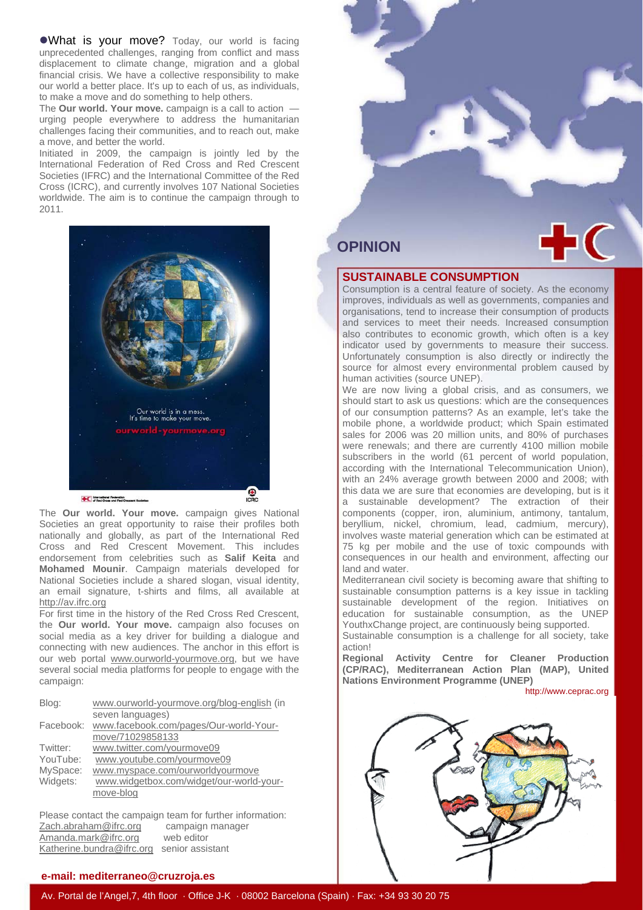●**What is your move?** Today, our world is facing unprecedented challenges, ranging from conflict and mass displacement to climate change, migration and a global financial crisis. We have a collective responsibility to make our world a better place. It's up to each of us, as individuals, to make a move and do something to help others.

The **Our world. Your move.** campaign is a call to action — urging people everywhere to address the humanitarian challenges facing their communities, and to reach out, make a move, and better the world.

Initiated in 2009, the campaign is jointly led by the International Federation of Red Cross and Red Crescent Societies (IFRC) and the International Committee of the Red Cross (ICRC), and currently involves 107 National Societies worldwide. The aim is to continue the campaign through to 2011.

Our world is in a mess.
It's time to make your move.
ourworld-yourmove.org

The **Our world. Your move.** campaign gives National Societies an great opportunity to raise their profiles both nationally and globally, as part of the International Red Cross and Red Crescent Movement. This includes endorsement from celebrities such as **Salif Keita** and **Mohamed Mounir**. Campaign materials developed for National Societies include a shared slogan, visual identity, an email signature, t-shirts and films, all available at http://av.ifrc.org

For first time in the history of the Red Cross Red Crescent, the **Our world. Your move.** campaign also focuses on social media as a key driver for building a dialogue and connecting with new audiences. The anchor in this effort is our web portal www.ourworld-yourmove.org, but we have several social media platforms for people to engage with the campaign:

| | |
|---|---|
| Blog: | www.ourworld-yourmove.org/blog-english (in seven languages) |
| Facebook: | www.facebook.com/pages/Our-world-Your-move/71029858133 |
| Twitter: | www.twitter.com/yourmove09 |
| YouTube: | www.youtube.com/yourmove09 |
| MySpace: | www.myspace.com/ourworldyourmove |
| Widgets: | www.widgetbox.com/widget/our-world-your-move-blog |

Please contact the campaign team for further information:
Zach.abraham@ifrc.org campaign manager
Amanda.mark@ifrc.org web editor
Katherine.bundra@ifrc.org senior assistant

**e-mail: mediterraneo@cruzroja.es**

## OPINION

### SUSTAINABLE CONSUMPTION

Consumption is a central feature of society. As the economy improves, individuals as well as governments, companies and organisations, tend to increase their consumption of products and services to meet their needs. Increased consumption also contributes to economic growth, which often is a key indicator used by governments to measure their success. Unfortunately consumption is also directly or indirectly the source for almost every environmental problem caused by human activities (source UNEP).

We are now living a global crisis, and as consumers, we should start to ask us questions: which are the consequences of our consumption patterns? As an example, let's take the mobile phone, a worldwide product; which Spain estimated sales for 2006 was 20 million units, and 80% of purchases were renewals; and there are currently 4100 million mobile subscribers in the world (61 percent of world population, according with the International Telecommunication Union), with an 24% average growth between 2000 and 2008; with this data we are sure that economies are developing, but is it a sustainable development? The extraction of their components (copper, iron, aluminium, antimony, tantalum, beryllium, nickel, chromium, lead, cadmium, mercury), involves waste material generation which can be estimated at 75 kg per mobile and the use of toxic compounds with consequences in our health and environment, affecting our land and water.

Mediterranean civil society is becoming aware that shifting to sustainable consumption patterns is a key issue in tackling sustainable development of the region. Initiatives on education for sustainable consumption, as the UNEP YouthxChange project, are continuously being supported.

Sustainable consumption is a challenge for all society, take action!

**Regional Activity Centre for Cleaner Production (CP/RAC), Mediterranean Action Plan (MAP), United Nations Environment Programme (UNEP)**

http://www.ceprac.org

Av. Portal de l'Angel,7, 4th floor · Office J-K · 08002 Barcelona (Spain) · Fax: +34 93 30 20 75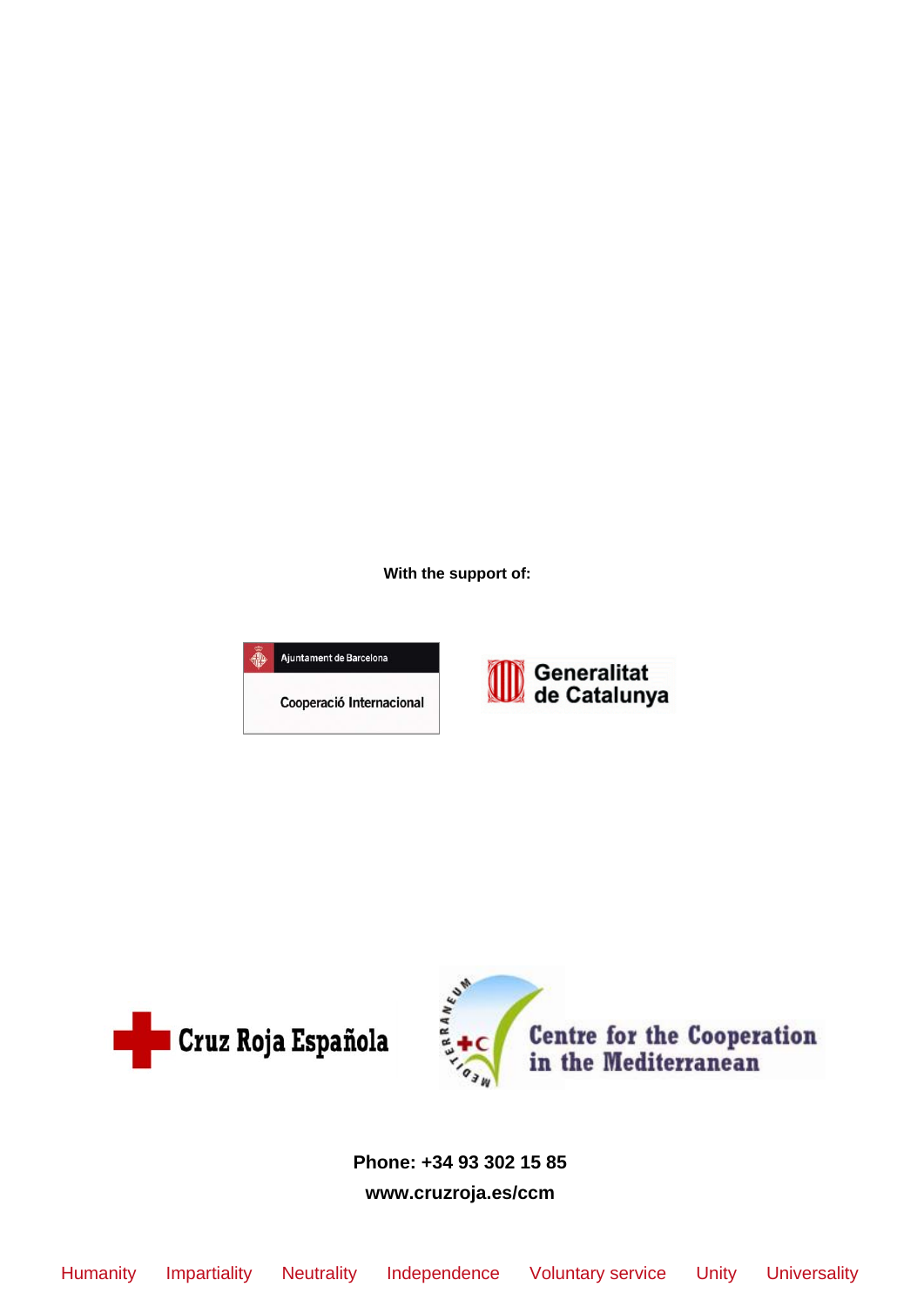**With the support of:**

Ajuntament de Barcelona

Cooperació Internacional

Generalitat de Catalunya

Cruz Roja Española

MEDITERRANEUM

Centre for the Cooperation in the Mediterranean

**Phone: +34 93 302 15 85**

**www.cruzroja.es/ccm**

Humanity Impartiality Neutrality Independence Voluntary service Unity Universality